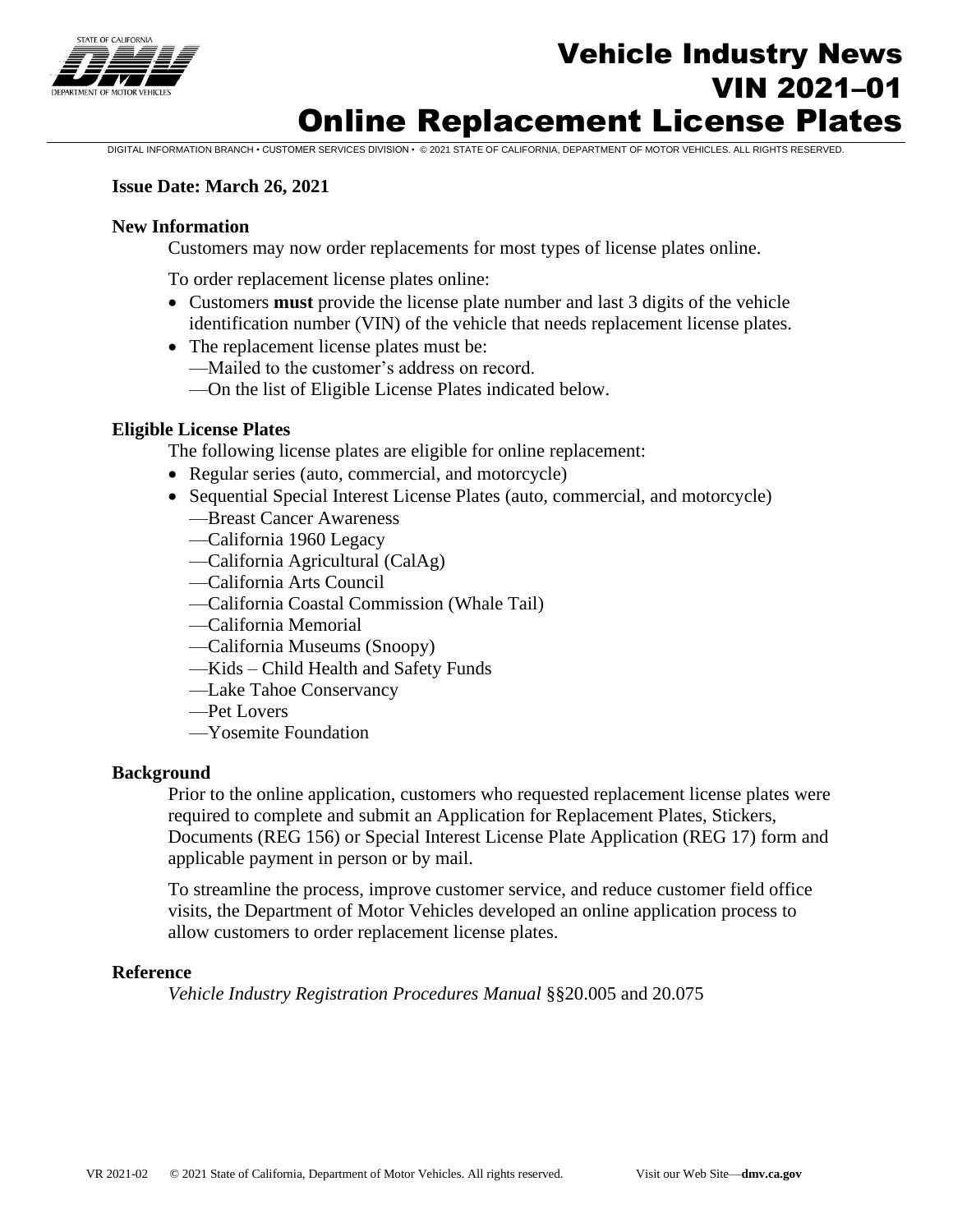# Vehicle Industry News
## VIN 2021–01
# Online Replacement License Plates

DIGITAL INFORMATION BRANCH • CUSTOMER SERVICES DIVISION • © 2021 STATE OF CALIFORNIA, DEPARTMENT OF MOTOR VEHICLES. ALL RIGHTS RESERVED.

**Issue Date: March 26, 2021**

### New Information

Customers may now order replacements for most types of license plates online.

To order replacement license plates online:

- Customers **must** provide the license plate number and last 3 digits of the vehicle identification number (VIN) of the vehicle that needs replacement license plates.
- The replacement license plates must be:
  - —Mailed to the customer's address on record.
  - —On the list of Eligible License Plates indicated below.

### Eligible License Plates

The following license plates are eligible for online replacement:

- Regular series (auto, commercial, and motorcycle)
- Sequential Special Interest License Plates (auto, commercial, and motorcycle)
  - —Breast Cancer Awareness
  - —California 1960 Legacy
  - —California Agricultural (CalAg)
  - —California Arts Council
  - —California Coastal Commission (Whale Tail)
  - —California Memorial
  - —California Museums (Snoopy)
  - —Kids – Child Health and Safety Funds
  - —Lake Tahoe Conservancy
  - —Pet Lovers
  - —Yosemite Foundation

### Background

Prior to the online application, customers who requested replacement license plates were required to complete and submit an Application for Replacement Plates, Stickers, Documents (REG 156) or Special Interest License Plate Application (REG 17) form and applicable payment in person or by mail.

To streamline the process, improve customer service, and reduce customer field office visits, the Department of Motor Vehicles developed an online application process to allow customers to order replacement license plates.

### Reference

*Vehicle Industry Registration Procedures Manual* §§20.005 and 20.075

VR 2021-02 © 2021 State of California, Department of Motor Vehicles. All rights reserved. Visit our Web Site—**dmv.ca.gov**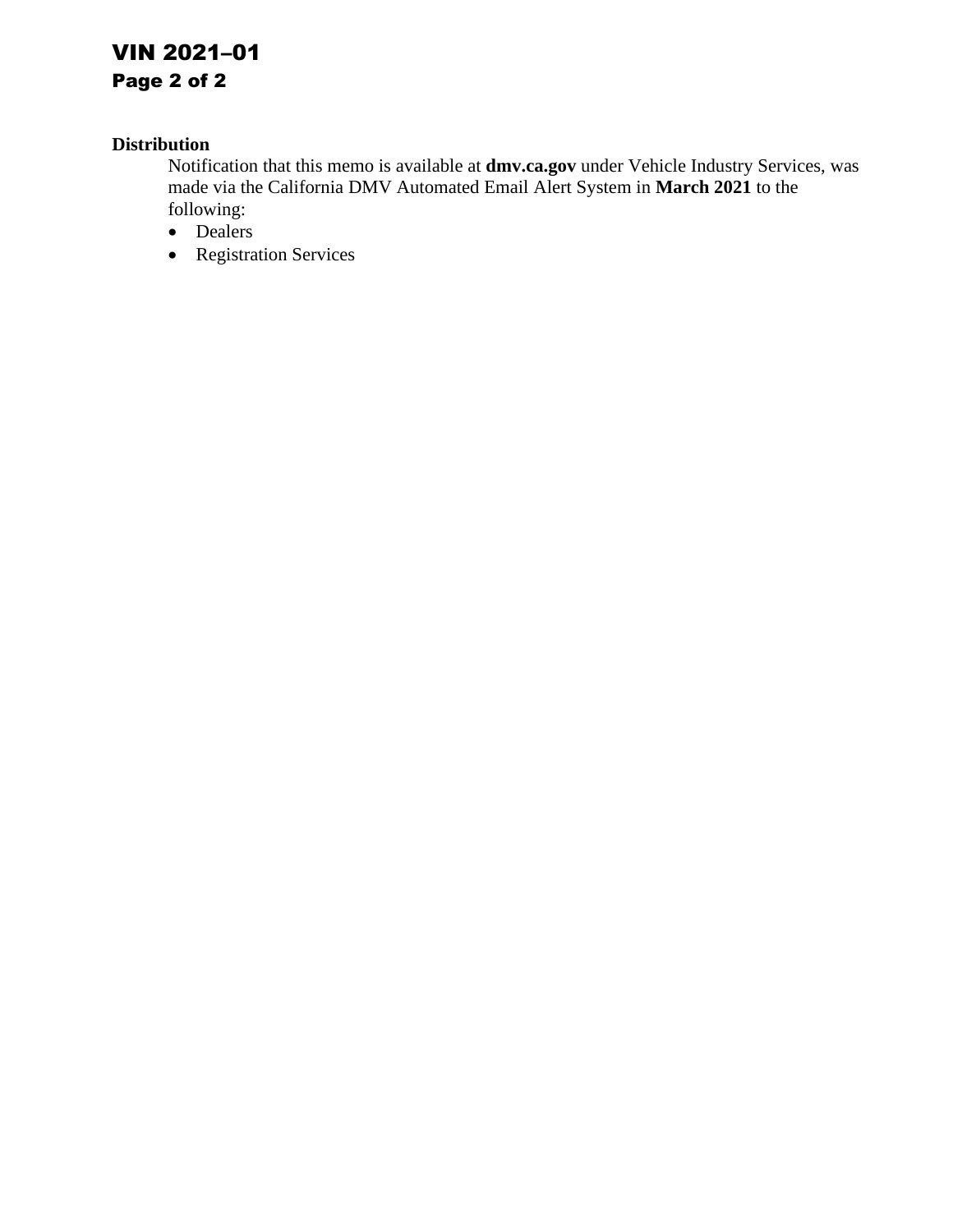**Distribution**

Notification that this memo is available at **dmv.ca.gov** under Vehicle Industry Services, was made via the California DMV Automated Email Alert System in **March 2021** to the following:

- Dealers
- Registration Services